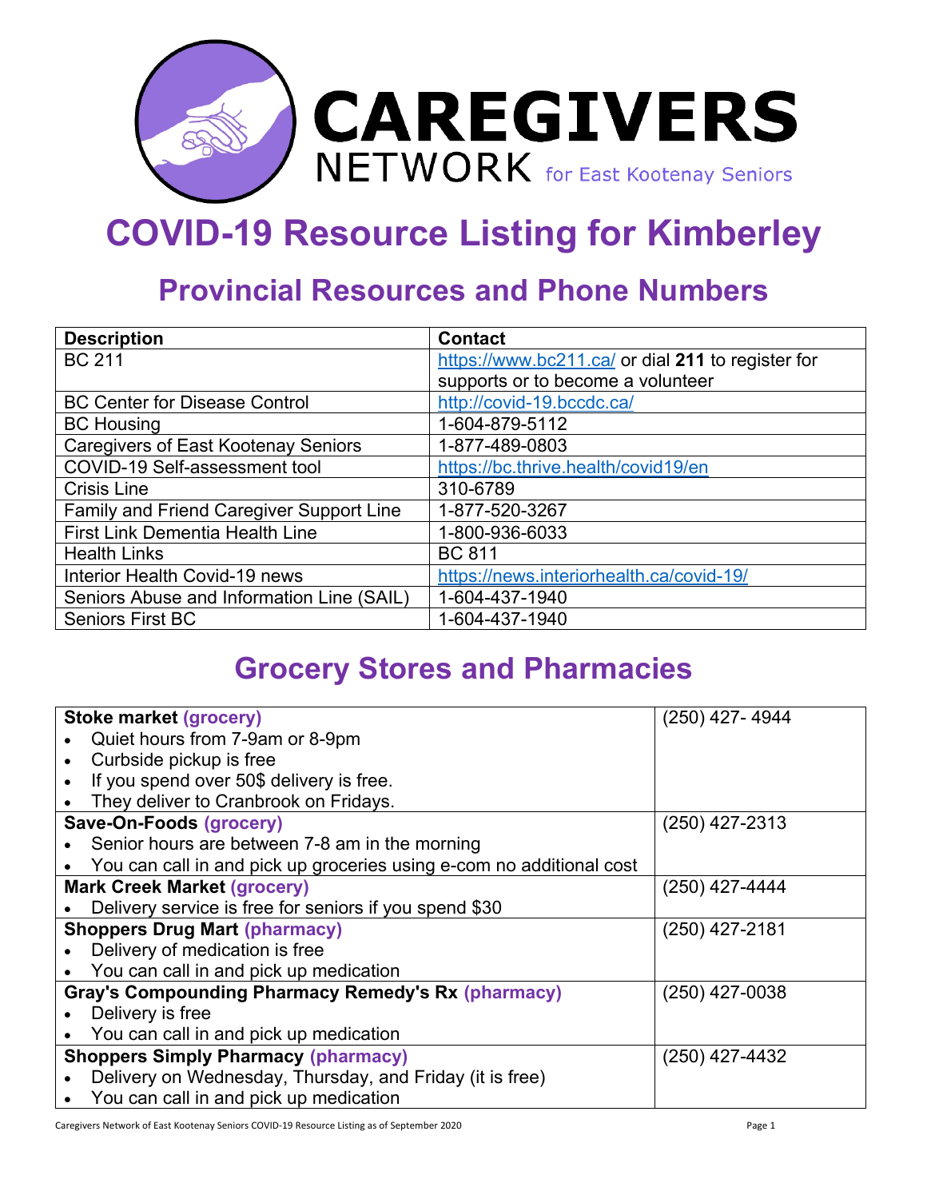**CAREGIVERS NETWORK** for East Kootenay Seniors

# COVID-19 Resource Listing for Kimberley

## Provincial Resources and Phone Numbers

| Description | Contact |
|---|---|
| BC 211 | https://www.bc211.ca/ or dial **211** to register for supports or to become a volunteer |
| BC Center for Disease Control | http://covid-19.bccdc.ca/ |
| BC Housing | 1-604-879-5112 |
| Caregivers of East Kootenay Seniors | 1-877-489-0803 |
| COVID-19 Self-assessment tool | https://bc.thrive.health/covid19/en |
| Crisis Line | 310-6789 |
| Family and Friend Caregiver Support Line | 1-877-520-3267 |
| First Link Dementia Health Line | 1-800-936-6033 |
| Health Links | BC 811 |
| Interior Health Covid-19 news | https://news.interiorhealth.ca/covid-19/ |
| Seniors Abuse and Information Line (SAIL) | 1-604-437-1940 |
| Seniors First BC | 1-604-437-1940 |

## Grocery Stores and Pharmacies

| Store | Phone |
|---|---|
| **Stoke market (grocery)**<br>• Quiet hours from 7-9am or 8-9pm<br>• Curbside pickup is free<br>• If you spend over 50$ delivery is free.<br>• They deliver to Cranbrook on Fridays. | (250) 427- 4944 |
| **Save-On-Foods (grocery)**<br>• Senior hours are between 7-8 am in the morning<br>• You can call in and pick up groceries using e-com no additional cost | (250) 427-2313 |
| **Mark Creek Market (grocery)**<br>• Delivery service is free for seniors if you spend $30 | (250) 427-4444 |
| **Shoppers Drug Mart (pharmacy)**<br>• Delivery of medication is free<br>• You can call in and pick up medication | (250) 427-2181 |
| **Gray's Compounding Pharmacy Remedy's Rx (pharmacy)**<br>• Delivery is free<br>• You can call in and pick up medication | (250) 427-0038 |
| **Shoppers Simply Pharmacy (pharmacy)**<br>• Delivery on Wednesday, Thursday, and Friday (it is free)<br>• You can call in and pick up medication | (250) 427-4432 |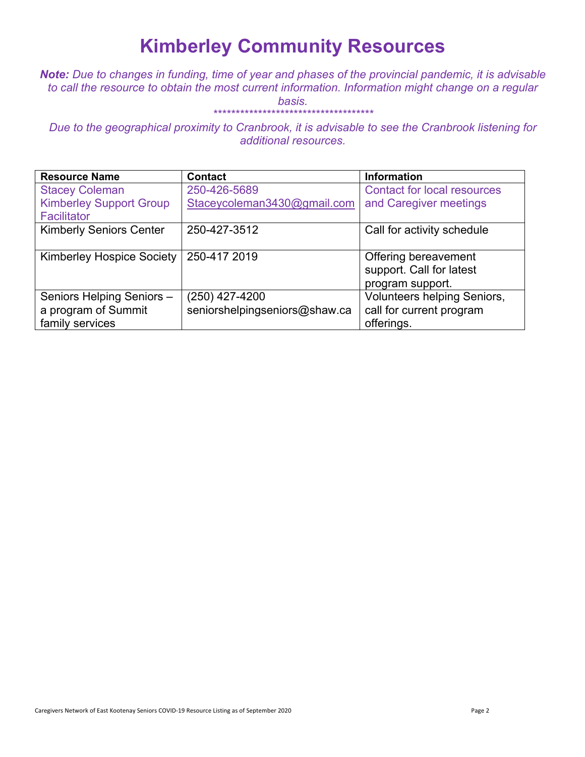# Kimberley Community Resources

***Note:** Due to changes in funding, time of year and phases of the provincial pandemic, it is advisable to call the resource to obtain the most current information. Information might change on a regular basis.*

************************************

*Due to the geographical proximity to Cranbrook, it is advisable to see the Cranbrook listening for additional resources.*

| Resource Name | Contact | Information |
|---|---|---|
| Stacey Coleman Kimberley Support Group Facilitator | 250-426-5689 Staceycoleman3430@gmail.com | Contact for local resources and Caregiver meetings |
| Kimberly Seniors Center | 250-427-3512 | Call for activity schedule |
| Kimberley Hospice Society | 250-417 2019 | Offering bereavement support. Call for latest program support. |
| Seniors Helping Seniors – a program of Summit family services | (250) 427-4200 seniorshelpingseniors@shaw.ca | Volunteers helping Seniors, call for current program offerings. |